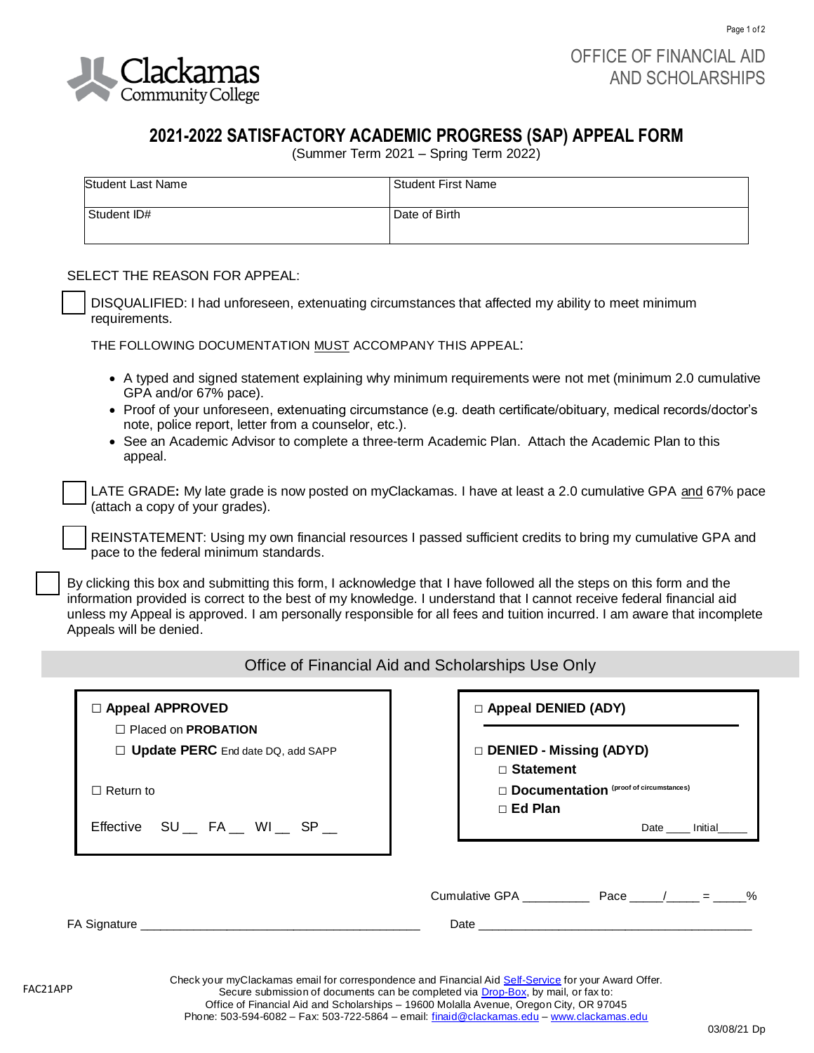Clackamas Community College

OFFICE OF FINANCIAL AID AND SCHOLARSHIPS

# 2021-2022 SATISFACTORY ACADEMIC PROGRESS (SAP) APPEAL FORM

(Summer Term 2021 – Spring Term 2022)

| Student Last Name | Student First Name |
|---|---|
| Student ID# | Date of Birth |

SELECT THE REASON FOR APPEAL:

☐ DISQUALIFIED: I had unforeseen, extenuating circumstances that affected my ability to meet minimum requirements.

THE FOLLOWING DOCUMENTATION MUST ACCOMPANY THIS APPEAL:

- A typed and signed statement explaining why minimum requirements were not met (minimum 2.0 cumulative GPA and/or 67% pace).
- Proof of your unforeseen, extenuating circumstance (e.g. death certificate/obituary, medical records/doctor's note, police report, letter from a counselor, etc.).
- See an Academic Advisor to complete a three-term Academic Plan. Attach the Academic Plan to this appeal.

☐ LATE GRADE**:** My late grade is now posted on myClackamas. I have at least a 2.0 cumulative GPA and 67% pace (attach a copy of your grades).

☐ REINSTATEMENT: Using my own financial resources I passed sufficient credits to bring my cumulative GPA and pace to the federal minimum standards.

☐ By clicking this box and submitting this form, I acknowledge that I have followed all the steps on this form and the information provided is correct to the best of my knowledge. I understand that I cannot receive federal financial aid unless my Appeal is approved. I am personally responsible for all fees and tuition incurred. I am aware that incomplete Appeals will be denied.

## Office of Financial Aid and Scholarships Use Only

☐ **Appeal APPROVED**
- ☐ Placed on **PROBATION**
- ☐ **Update PERC** End date DQ, add SAPP

☐ Return to

Effective SU __ FA __ WI __ SP __

☐ **Appeal DENIED (ADY)**

☐ **DENIED - Missing (ADYD)**
- ☐ **Statement**
- ☐ **Documentation** (proof of circumstances)
- ☐ **Ed Plan**

Date ____ Initial_____

Cumulative GPA __________ Pace _____/_____ = _____%

FA Signature __________________________________________ Date __________________________________________

Check your myClackamas email for correspondence and Financial Aid Self-Service for your Award Offer.
Secure submission of documents can be completed via Drop-Box, by mail, or fax to:
Office of Financial Aid and Scholarships – 19600 Molalla Avenue, Oregon City, OR 97045
Phone: 503-594-6082 – Fax: 503-722-5864 – email: finaid@clackamas.edu – www.clackamas.edu

FAC21APP

03/08/21 Dp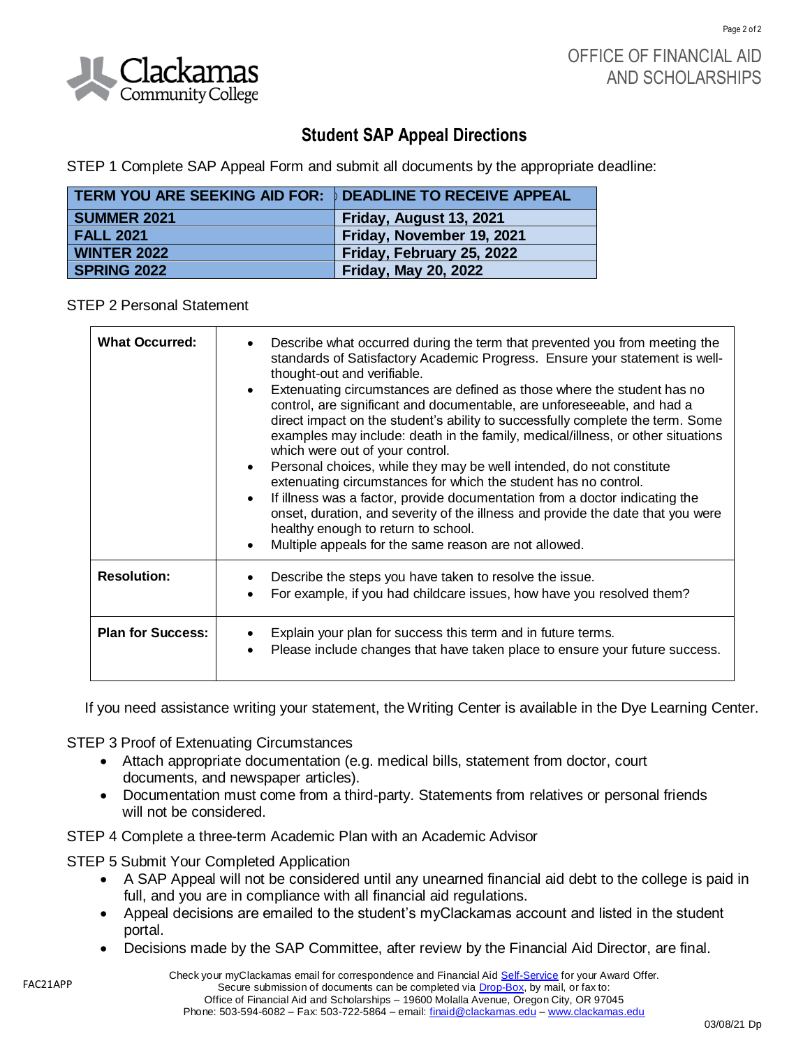Clackamas Community College

OFFICE OF FINANCIAL AID AND SCHOLARSHIPS

# Student SAP Appeal Directions

STEP 1 Complete SAP Appeal Form and submit all documents by the appropriate deadline:

| TERM YOU ARE SEEKING AID FOR: | DEADLINE TO RECEIVE APPEAL |
|---|---|
| SUMMER 2021 | Friday, August 13, 2021 |
| FALL 2021 | Friday, November 19, 2021 |
| WINTER 2022 | Friday, February 25, 2022 |
| SPRING 2022 | Friday, May 20, 2022 |

STEP 2 Personal Statement

| | |
|---|---|
| **What Occurred:** | • Describe what occurred during the term that prevented you from meeting the standards of Satisfactory Academic Progress. Ensure your statement is well-thought-out and verifiable.<br>• Extenuating circumstances are defined as those where the student has no control, are significant and documentable, are unforeseeable, and had a direct impact on the student's ability to successfully complete the term. Some examples may include: death in the family, medical/illness, or other situations which were out of your control.<br>• Personal choices, while they may be well intended, do not constitute extenuating circumstances for which the student has no control.<br>• If illness was a factor, provide documentation from a doctor indicating the onset, duration, and severity of the illness and provide the date that you were healthy enough to return to school.<br>• Multiple appeals for the same reason are not allowed. |
| **Resolution:** | • Describe the steps you have taken to resolve the issue.<br>• For example, if you had childcare issues, how have you resolved them? |
| **Plan for Success:** | • Explain your plan for success this term and in future terms.<br>• Please include changes that have taken place to ensure your future success. |

If you need assistance writing your statement, the Writing Center is available in the Dye Learning Center.

STEP 3 Proof of Extenuating Circumstances

- Attach appropriate documentation (e.g. medical bills, statement from doctor, court documents, and newspaper articles).
- Documentation must come from a third-party. Statements from relatives or personal friends will not be considered.

STEP 4 Complete a three-term Academic Plan with an Academic Advisor

STEP 5 Submit Your Completed Application

- A SAP Appeal will not be considered until any unearned financial aid debt to the college is paid in full, and you are in compliance with all financial aid regulations.
- Appeal decisions are emailed to the student's myClackamas account and listed in the student portal.
- Decisions made by the SAP Committee, after review by the Financial Aid Director, are final.

FAC21APP

Check your myClackamas email for correspondence and Financial Aid Self-Service for your Award Offer.
Secure submission of documents can be completed via Drop-Box, by mail, or fax to:
Office of Financial Aid and Scholarships – 19600 Molalla Avenue, Oregon City, OR 97045
Phone: 503-594-6082 – Fax: 503-722-5864 – email: finaid@clackamas.edu – www.clackamas.edu

03/08/21 Dp